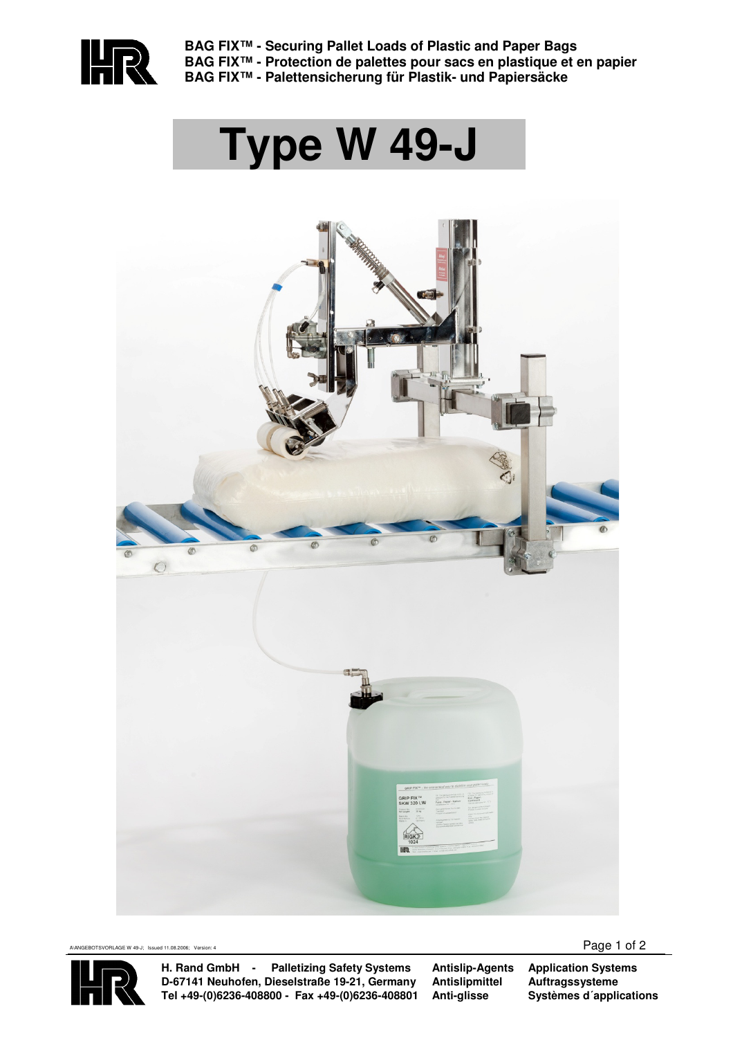**BAG FIX™ - Securing Pallet Loads of Plastic and Paper Bags**
**BAG FIX™ - Protection de palettes pour sacs en plastique et en papier**
**BAG FIX™ - Palettensicherung für Plastik- und Papiersäcke**

# Type W 49-J

A:\ANGEBOTSVORLAGE W 49-J; Issued 11.08.2006; Version: 4

**H. Rand GmbH - Palletizing Safety Systems**
**D-67141 Neuhofen, Dieselstraße 19-21, Germany**
**Tel +49-(0)6236-408800 - Fax +49-(0)6236-408801**

**Antislip-Agents**
**Antislipmittel**
**Anti-glisse**

**Application Systems**
**Auftragssysteme**
**Systèmes d´applications**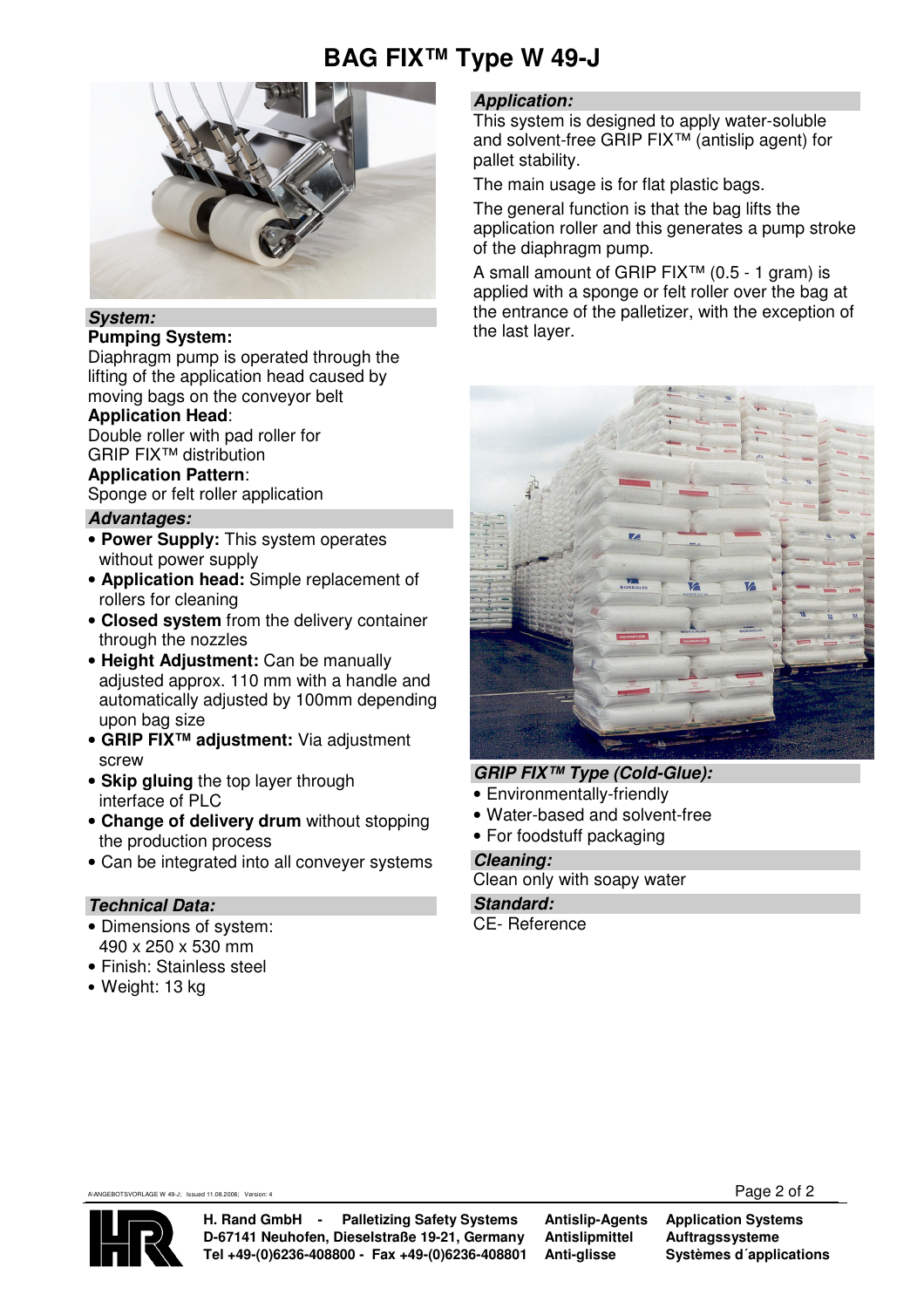# BAG FIX™ Type W 49-J

## System:

**Pumping System:**
Diaphragm pump is operated through the lifting of the application head caused by moving bags on the conveyor belt

**Application Head**:
Double roller with pad roller for GRIP FIX™ distribution

**Application Pattern**:
Sponge or felt roller application

## Advantages:

- **Power Supply:** This system operates without power supply
- **Application head:** Simple replacement of rollers for cleaning
- **Closed system** from the delivery container through the nozzles
- **Height Adjustment:** Can be manually adjusted approx. 110 mm with a handle and automatically adjusted by 100mm depending upon bag size
- **GRIP FIX™ adjustment:** Via adjustment screw
- **Skip gluing** the top layer through interface of PLC
- **Change of delivery drum** without stopping the production process
- Can be integrated into all conveyer systems

## Technical Data:

- Dimensions of system: 490 x 250 x 530 mm
- Finish: Stainless steel
- Weight: 13 kg

## Application:

This system is designed to apply water-soluble and solvent-free GRIP FIX™ (antislip agent) for pallet stability.

The main usage is for flat plastic bags.

The general function is that the bag lifts the application roller and this generates a pump stroke of the diaphragm pump.

A small amount of GRIP FIX™ (0.5 - 1 gram) is applied with a sponge or felt roller over the bag at the entrance of the palletizer, with the exception of the last layer.

## GRIP FIX™ Type (Cold-Glue):

- Environmentally-friendly
- Water-based and solvent-free
- For foodstuff packaging

## Cleaning:

Clean only with soapy water

## Standard:

CE- Reference

A:\ANGEBOTSVORLAGE W 49-J; Issued 11.08.2006; Version: 4

**H. Rand GmbH - Palletizing Safety Systems**
**D-67141 Neuhofen, Dieselstraße 19-21, Germany**
**Tel +49-(0)6236-408800 - Fax +49-(0)6236-408801**

**Antislip-Agents** **Application Systems**
**Antislipmittel** **Auftragssysteme**
**Anti-glisse** **Systèmes d´applications**